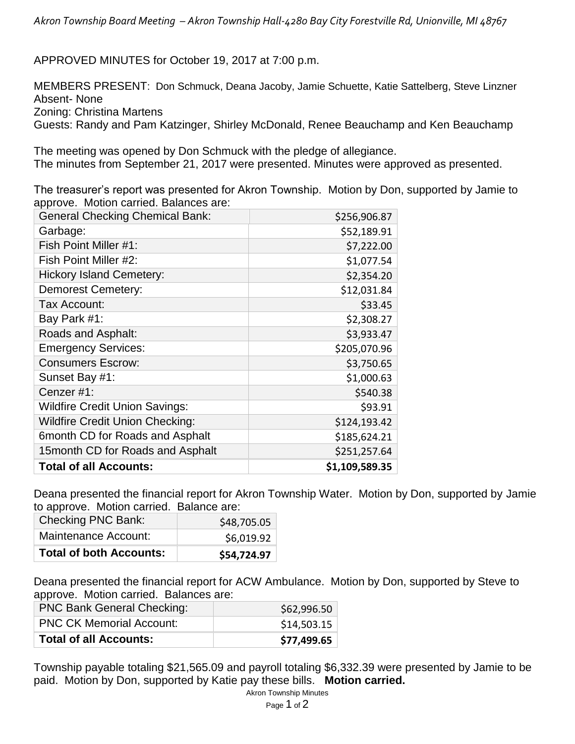*Akron Township Board Meeting – Akron Township Hall-4280 Bay City Forestville Rd, Unionville, MI 48767*

APPROVED MINUTES for October 19, 2017 at 7:00 p.m.

MEMBERS PRESENT: Don Schmuck, Deana Jacoby, Jamie Schuette, Katie Sattelberg, Steve Linzner
Absent- None
Zoning: Christina Martens
Guests: Randy and Pam Katzinger, Shirley McDonald, Renee Beauchamp and Ken Beauchamp

The meeting was opened by Don Schmuck with the pledge of allegiance.
The minutes from September 21, 2017 were presented. Minutes were approved as presented.

The treasurer's report was presented for Akron Township. Motion by Don, supported by Jamie to approve. Motion carried. Balances are:

| | |
|---|---|
| General Checking Chemical Bank: | $256,906.87 |
| Garbage: | $52,189.91 |
| Fish Point Miller #1: | $7,222.00 |
| Fish Point Miller #2: | $1,077.54 |
| Hickory Island Cemetery: | $2,354.20 |
| Demorest Cemetery: | $12,031.84 |
| Tax Account: | $33.45 |
| Bay Park #1: | $2,308.27 |
| Roads and Asphalt: | $3,933.47 |
| Emergency Services: | $205,070.96 |
| Consumers Escrow: | $3,750.65 |
| Sunset Bay #1: | $1,000.63 |
| Cenzer #1: | $540.38 |
| Wildfire Credit Union Savings: | $93.91 |
| Wildfire Credit Union Checking: | $124,193.42 |
| 6month CD for Roads and Asphalt | $185,624.21 |
| 15month CD for Roads and Asphalt | $251,257.64 |
| **Total of all Accounts:** | **$1,109,589.35** |

Deana presented the financial report for Akron Township Water. Motion by Don, supported by Jamie to approve. Motion carried. Balance are:

| | |
|---|---|
| Checking PNC Bank: | $48,705.05 |
| Maintenance Account: | $6,019.92 |
| **Total of both Accounts:** | **$54,724.97** |

Deana presented the financial report for ACW Ambulance. Motion by Don, supported by Steve to approve. Motion carried. Balances are:

| | |
|---|---|
| PNC Bank General Checking: | $62,996.50 |
| PNC CK Memorial Account: | $14,503.15 |
| **Total of all Accounts:** | **$77,499.65** |

Township payable totaling $21,565.09 and payroll totaling $6,332.39 were presented by Jamie to be paid. Motion by Don, supported by Katie pay these bills. **Motion carried.**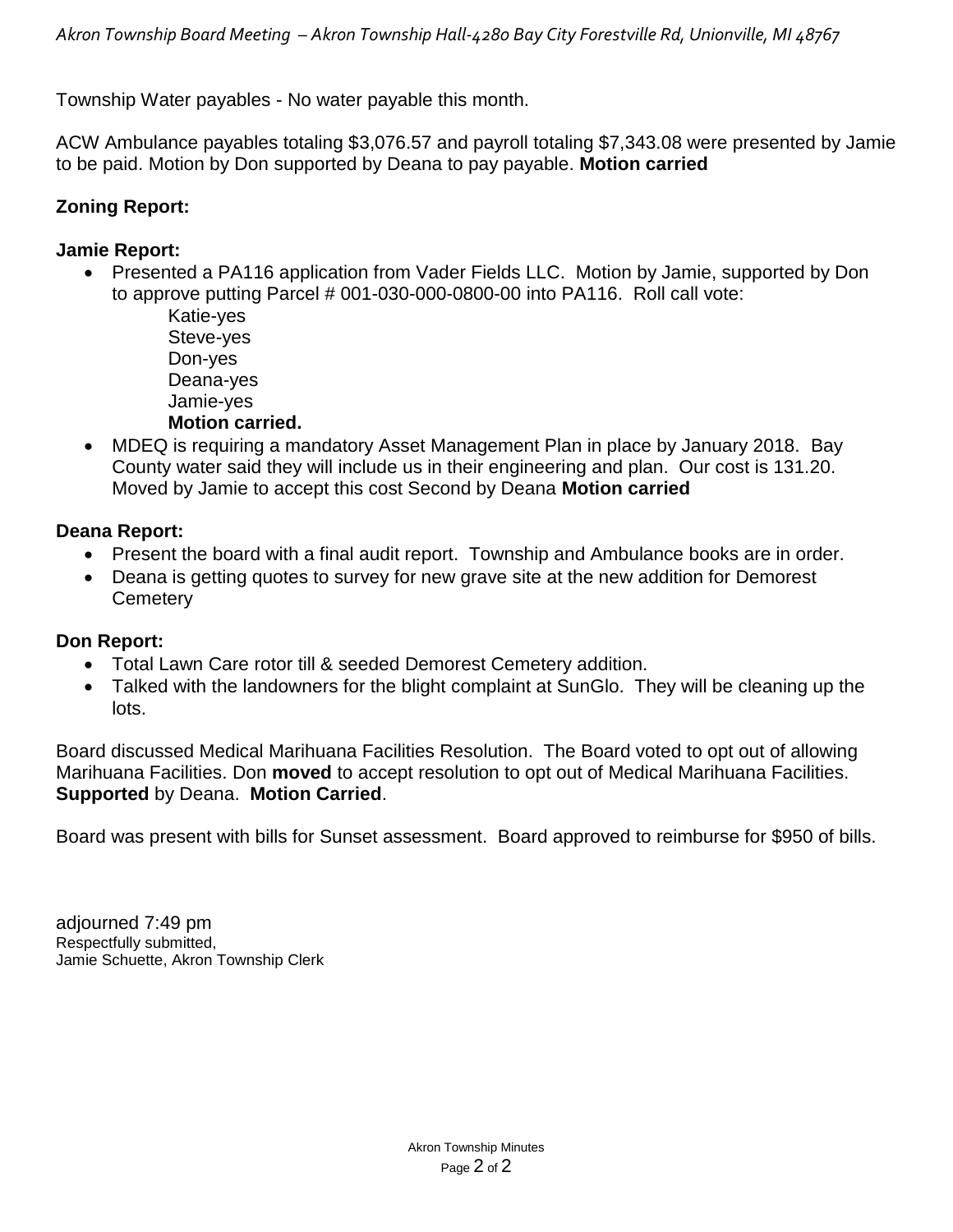Township Water payables - No water payable this month.

ACW Ambulance payables totaling $3,076.57 and payroll totaling $7,343.08 were presented by Jamie to be paid. Motion by Don supported by Deana to pay payable. **Motion carried**

**Zoning Report:**

**Jamie Report:**

- Presented a PA116 application from Vader Fields LLC. Motion by Jamie, supported by Don to approve putting Parcel # 001-030-000-0800-00 into PA116. Roll call vote:
  - Katie-yes
  - Steve-yes
  - Don-yes
  - Deana-yes
  - Jamie-yes
  - **Motion carried.**
- MDEQ is requiring a mandatory Asset Management Plan in place by January 2018. Bay County water said they will include us in their engineering and plan. Our cost is 131.20. Moved by Jamie to accept this cost Second by Deana **Motion carried**

**Deana Report:**

- Present the board with a final audit report. Township and Ambulance books are in order.
- Deana is getting quotes to survey for new grave site at the new addition for Demorest Cemetery

**Don Report:**

- Total Lawn Care rotor till & seeded Demorest Cemetery addition.
- Talked with the landowners for the blight complaint at SunGlo. They will be cleaning up the lots.

Board discussed Medical Marihuana Facilities Resolution. The Board voted to opt out of allowing Marihuana Facilities. Don **moved** to accept resolution to opt out of Medical Marihuana Facilities. **Supported** by Deana. **Motion Carried**.

Board was present with bills for Sunset assessment. Board approved to reimburse for $950 of bills.

adjourned 7:49 pm
Respectfully submitted,
Jamie Schuette, Akron Township Clerk